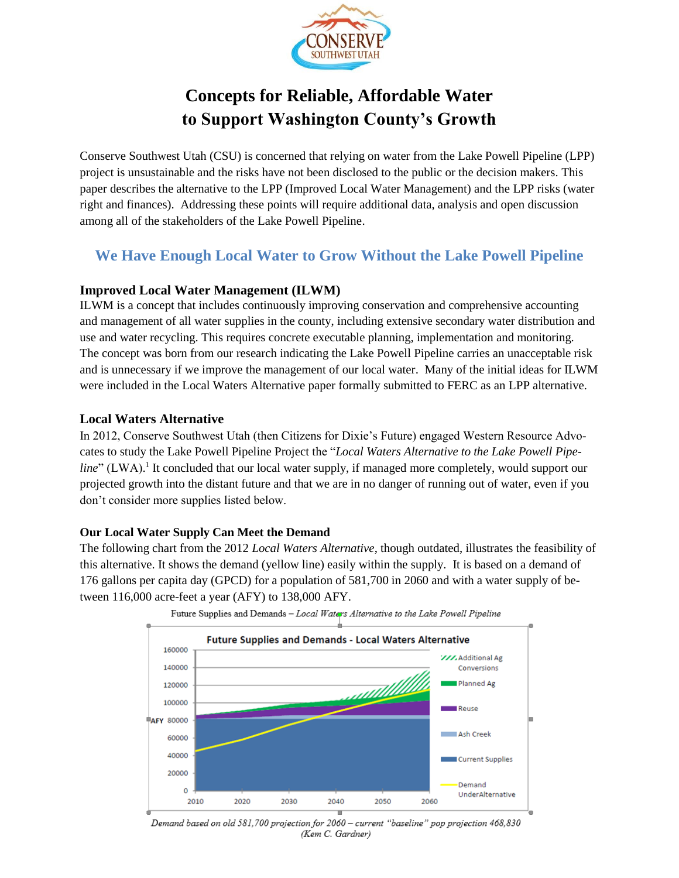# Concepts for Reliable, Affordable Water to Support Washington County's Growth

Conserve Southwest Utah (CSU) is concerned that relying on water from the Lake Powell Pipeline (LPP) project is unsustainable and the risks have not been disclosed to the public or the decision makers. This paper describes the alternative to the LPP (Improved Local Water Management) and the LPP risks (water right and finances). Addressing these points will require additional data, analysis and open discussion among all of the stakeholders of the Lake Powell Pipeline.

## We Have Enough Local Water to Grow Without the Lake Powell Pipeline

### Improved Local Water Management (ILWM)

ILWM is a concept that includes continuously improving conservation and comprehensive accounting and management of all water supplies in the county, including extensive secondary water distribution and use and water recycling. This requires concrete executable planning, implementation and monitoring. The concept was born from our research indicating the Lake Powell Pipeline carries an unacceptable risk and is unnecessary if we improve the management of our local water. Many of the initial ideas for ILWM were included in the Local Waters Alternative paper formally submitted to FERC as an LPP alternative.

### Local Waters Alternative

In 2012, Conserve Southwest Utah (then Citizens for Dixie's Future) engaged Western Resource Advocates to study the Lake Powell Pipeline Project the "*Local Waters Alternative to the Lake Powell Pipeline*" (LWA).[1] It concluded that our local water supply, if managed more completely, would support our projected growth into the distant future and that we are in no danger of running out of water, even if you don't consider more supplies listed below.

### Our Local Water Supply Can Meet the Demand

The following chart from the 2012 *Local Waters Alternative*, though outdated, illustrates the feasibility of this alternative. It shows the demand (yellow line) easily within the supply. It is based on a demand of 176 gallons per capita day (GPCD) for a population of 581,700 in 2060 and with a water supply of between 116,000 acre-feet a year (AFY) to 138,000 AFY.

Future Supplies and Demands – *Local Waters Alternative to the Lake Powell Pipeline*

*Demand based on old 581,700 projection for 2060 – current "baseline" pop projection 468,830 (Kem C. Gardner)*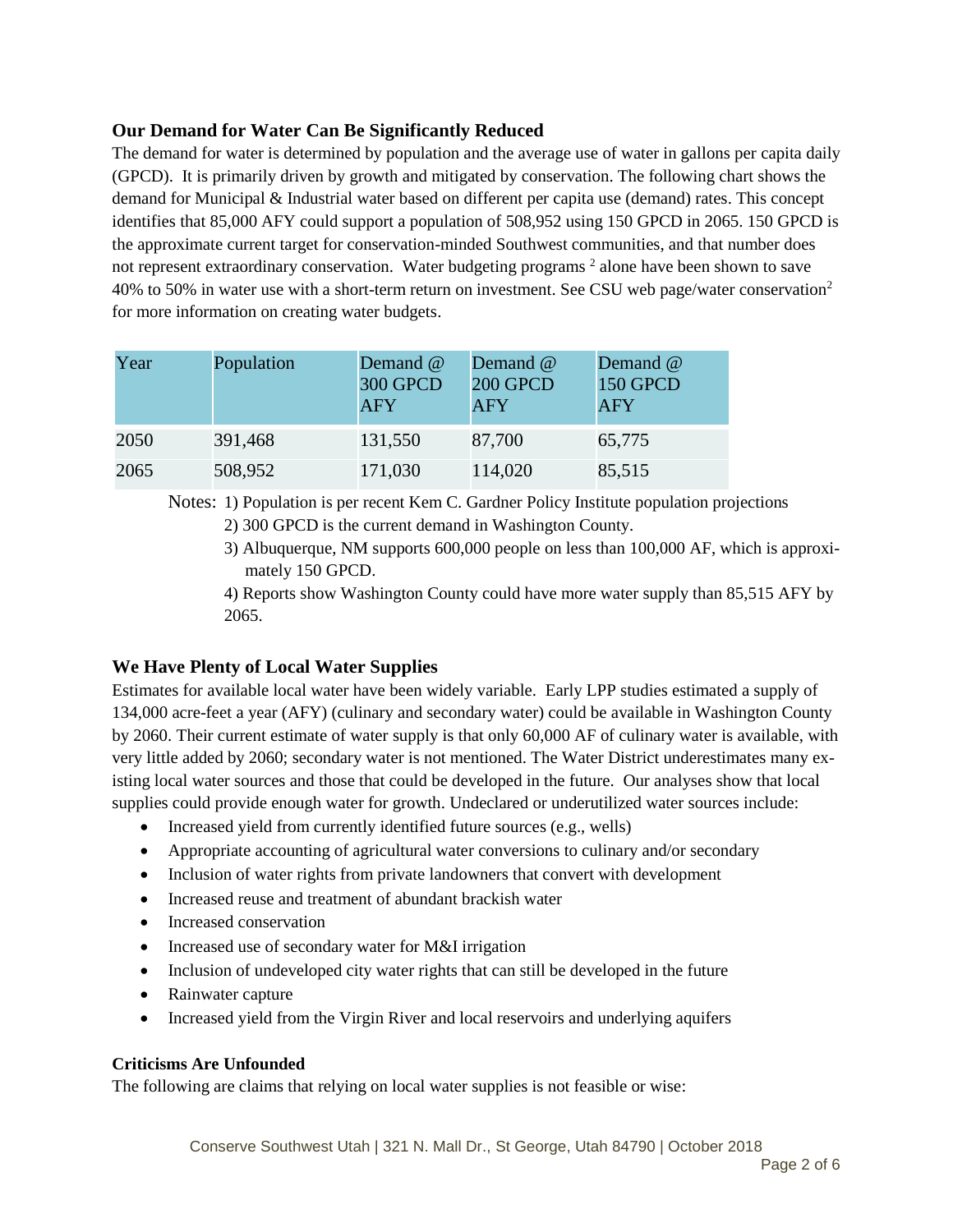## Our Demand for Water Can Be Significantly Reduced

The demand for water is determined by population and the average use of water in gallons per capita daily (GPCD). It is primarily driven by growth and mitigated by conservation. The following chart shows the demand for Municipal & Industrial water based on different per capita use (demand) rates. This concept identifies that 85,000 AFY could support a population of 508,952 using 150 GPCD in 2065. 150 GPCD is the approximate current target for conservation-minded Southwest communities, and that number does not represent extraordinary conservation. Water budgeting programs [2] alone have been shown to save 40% to 50% in water use with a short-term return on investment. See CSU web page/water conservation[2] for more information on creating water budgets.

| Year | Population | Demand @ 300 GPCD AFY | Demand @ 200 GPCD AFY | Demand @ 150 GPCD AFY |
|---|---|---|---|---|
| 2050 | 391,468 | 131,550 | 87,700 | 65,775 |
| 2065 | 508,952 | 171,030 | 114,020 | 85,515 |

Notes: 1) Population is per recent Kem C. Gardner Policy Institute population projections

2) 300 GPCD is the current demand in Washington County.

3) Albuquerque, NM supports 600,000 people on less than 100,000 AF, which is approximately 150 GPCD.

4) Reports show Washington County could have more water supply than 85,515 AFY by 2065.

## We Have Plenty of Local Water Supplies

Estimates for available local water have been widely variable. Early LPP studies estimated a supply of 134,000 acre-feet a year (AFY) (culinary and secondary water) could be available in Washington County by 2060. Their current estimate of water supply is that only 60,000 AF of culinary water is available, with very little added by 2060; secondary water is not mentioned. The Water District underestimates many existing local water sources and those that could be developed in the future. Our analyses show that local supplies could provide enough water for growth. Undeclared or underutilized water sources include:

- Increased yield from currently identified future sources (e.g., wells)
- Appropriate accounting of agricultural water conversions to culinary and/or secondary
- Inclusion of water rights from private landowners that convert with development
- Increased reuse and treatment of abundant brackish water
- Increased conservation
- Increased use of secondary water for M&I irrigation
- Inclusion of undeveloped city water rights that can still be developed in the future
- Rainwater capture
- Increased yield from the Virgin River and local reservoirs and underlying aquifers

### Criticisms Are Unfounded

The following are claims that relying on local water supplies is not feasible or wise: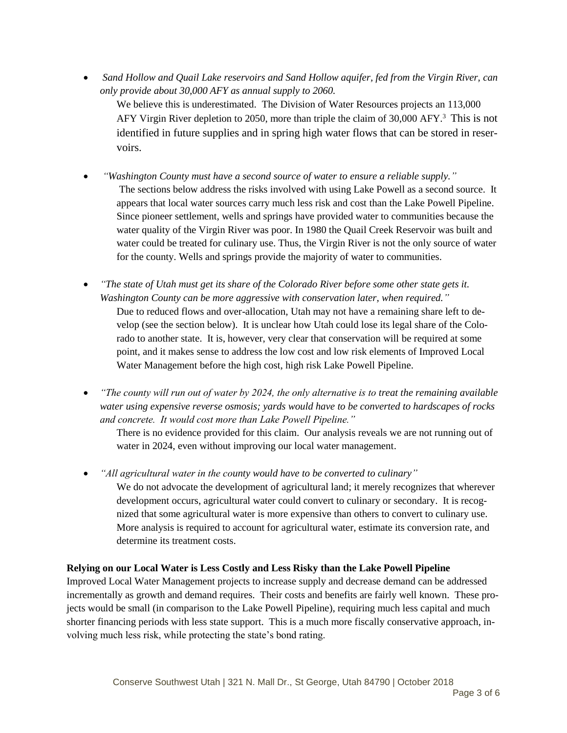- *Sand Hollow and Quail Lake reservoirs and Sand Hollow aquifer, fed from the Virgin River, can only provide about 30,000 AFY as annual supply to 2060.*

  We believe this is underestimated. The Division of Water Resources projects an 113,000 AFY Virgin River depletion to 2050, more than triple the claim of 30,000 AFY.[3] This is not identified in future supplies and in spring high water flows that can be stored in reservoirs.

- *"Washington County must have a second source of water to ensure a reliable supply."*

  The sections below address the risks involved with using Lake Powell as a second source. It appears that local water sources carry much less risk and cost than the Lake Powell Pipeline. Since pioneer settlement, wells and springs have provided water to communities because the water quality of the Virgin River was poor. In 1980 the Quail Creek Reservoir was built and water could be treated for culinary use. Thus, the Virgin River is not the only source of water for the county. Wells and springs provide the majority of water to communities.

- *"The state of Utah must get its share of the Colorado River before some other state gets it. Washington County can be more aggressive with conservation later, when required."*

  Due to reduced flows and over-allocation, Utah may not have a remaining share left to develop (see the section below). It is unclear how Utah could lose its legal share of the Colorado to another state. It is, however, very clear that conservation will be required at some point, and it makes sense to address the low cost and low risk elements of Improved Local Water Management before the high cost, high risk Lake Powell Pipeline.

- *"The county will run out of water by 2024, the only alternative is to treat the remaining available water using expensive reverse osmosis; yards would have to be converted to hardscapes of rocks and concrete. It would cost more than Lake Powell Pipeline."*

  There is no evidence provided for this claim. Our analysis reveals we are not running out of water in 2024, even without improving our local water management.

- *"All agricultural water in the county would have to be converted to culinary"*

  We do not advocate the development of agricultural land; it merely recognizes that wherever development occurs, agricultural water could convert to culinary or secondary. It is recognized that some agricultural water is more expensive than others to convert to culinary use. More analysis is required to account for agricultural water, estimate its conversion rate, and determine its treatment costs.

**Relying on our Local Water is Less Costly and Less Risky than the Lake Powell Pipeline**

Improved Local Water Management projects to increase supply and decrease demand can be addressed incrementally as growth and demand requires. Their costs and benefits are fairly well known. These projects would be small (in comparison to the Lake Powell Pipeline), requiring much less capital and much shorter financing periods with less state support. This is a much more fiscally conservative approach, involving much less risk, while protecting the state's bond rating.

Conserve Southwest Utah | 321 N. Mall Dr., St George, Utah 84790 | October 2018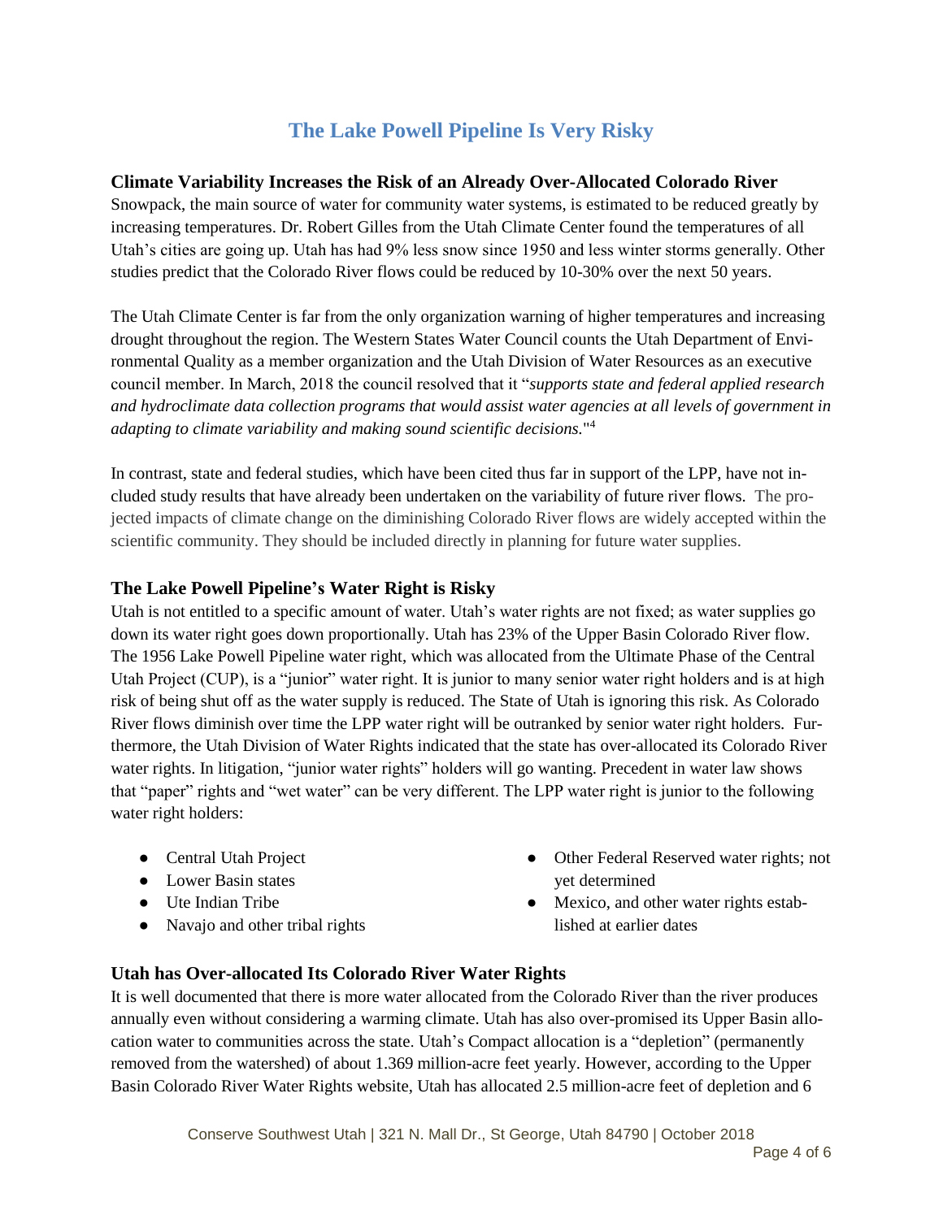# The Lake Powell Pipeline Is Very Risky

## Climate Variability Increases the Risk of an Already Over-Allocated Colorado River

Snowpack, the main source of water for community water systems, is estimated to be reduced greatly by increasing temperatures. Dr. Robert Gilles from the Utah Climate Center found the temperatures of all Utah's cities are going up. Utah has had 9% less snow since 1950 and less winter storms generally. Other studies predict that the Colorado River flows could be reduced by 10-30% over the next 50 years.

The Utah Climate Center is far from the only organization warning of higher temperatures and increasing drought throughout the region. The Western States Water Council counts the Utah Department of Environmental Quality as a member organization and the Utah Division of Water Resources as an executive council member. In March, 2018 the council resolved that it "*supports state and federal applied research and hydroclimate data collection programs that would assist water agencies at all levels of government in adapting to climate variability and making sound scientific decisions.*"[4]

In contrast, state and federal studies, which have been cited thus far in support of the LPP, have not included study results that have already been undertaken on the variability of future river flows. The projected impacts of climate change on the diminishing Colorado River flows are widely accepted within the scientific community. They should be included directly in planning for future water supplies.

## The Lake Powell Pipeline's Water Right is Risky

Utah is not entitled to a specific amount of water. Utah's water rights are not fixed; as water supplies go down its water right goes down proportionally. Utah has 23% of the Upper Basin Colorado River flow. The 1956 Lake Powell Pipeline water right, which was allocated from the Ultimate Phase of the Central Utah Project (CUP), is a "junior" water right. It is junior to many senior water right holders and is at high risk of being shut off as the water supply is reduced. The State of Utah is ignoring this risk. As Colorado River flows diminish over time the LPP water right will be outranked by senior water right holders. Furthermore, the Utah Division of Water Rights indicated that the state has over-allocated its Colorado River water rights. In litigation, "junior water rights" holders will go wanting. Precedent in water law shows that "paper" rights and "wet water" can be very different. The LPP water right is junior to the following water right holders:

- Central Utah Project
- Lower Basin states
- Ute Indian Tribe
- Navajo and other tribal rights
- Other Federal Reserved water rights; not yet determined
- Mexico, and other water rights established at earlier dates

## Utah has Over-allocated Its Colorado River Water Rights

It is well documented that there is more water allocated from the Colorado River than the river produces annually even without considering a warming climate. Utah has also over-promised its Upper Basin allocation water to communities across the state. Utah's Compact allocation is a "depletion" (permanently removed from the watershed) of about 1.369 million-acre feet yearly. However, according to the Upper Basin Colorado River Water Rights website, Utah has allocated 2.5 million-acre feet of depletion and 6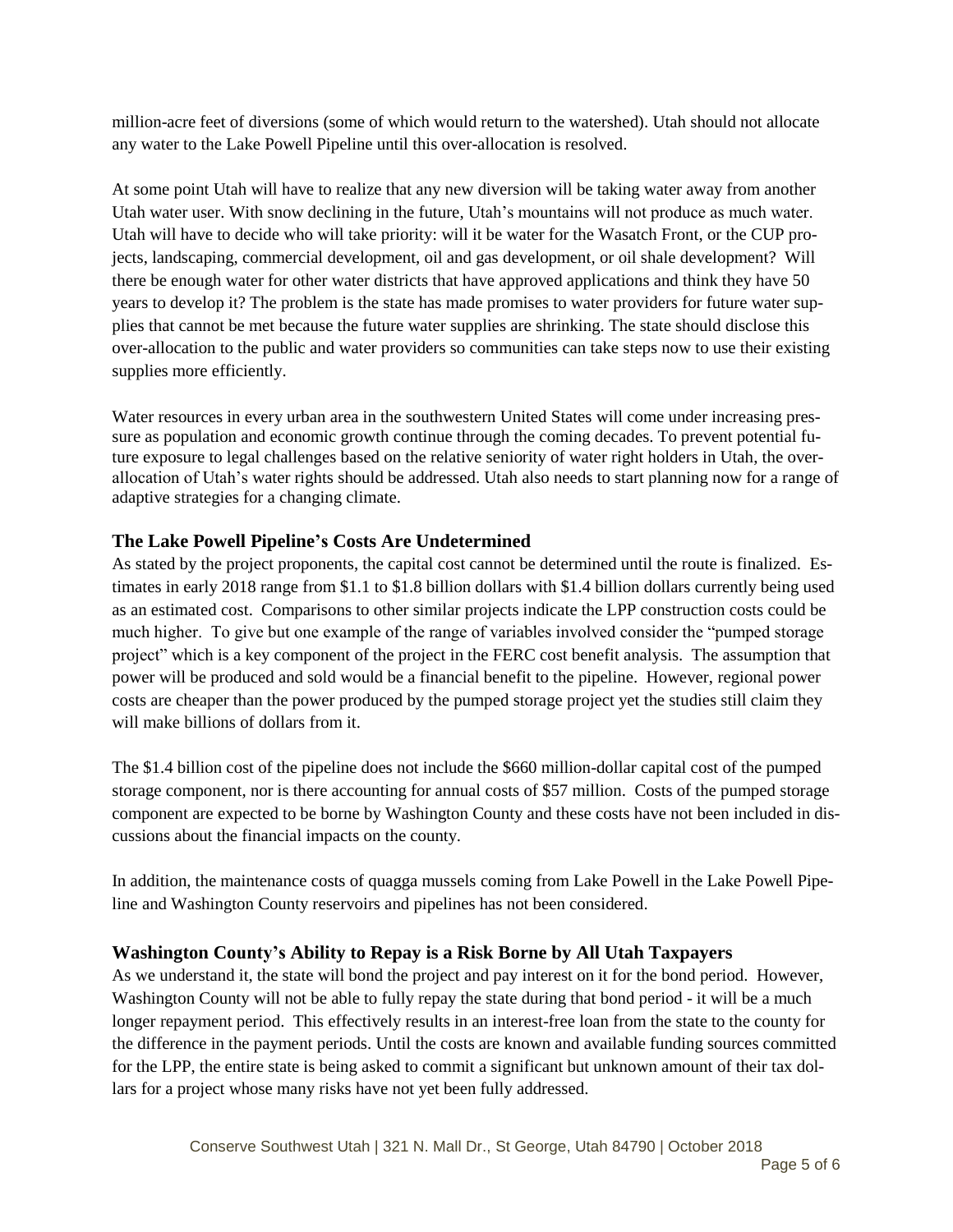million-acre feet of diversions (some of which would return to the watershed). Utah should not allocate any water to the Lake Powell Pipeline until this over-allocation is resolved.

At some point Utah will have to realize that any new diversion will be taking water away from another Utah water user. With snow declining in the future, Utah's mountains will not produce as much water. Utah will have to decide who will take priority: will it be water for the Wasatch Front, or the CUP projects, landscaping, commercial development, oil and gas development, or oil shale development? Will there be enough water for other water districts that have approved applications and think they have 50 years to develop it? The problem is the state has made promises to water providers for future water supplies that cannot be met because the future water supplies are shrinking. The state should disclose this over-allocation to the public and water providers so communities can take steps now to use their existing supplies more efficiently.

Water resources in every urban area in the southwestern United States will come under increasing pressure as population and economic growth continue through the coming decades. To prevent potential future exposure to legal challenges based on the relative seniority of water right holders in Utah, the over-allocation of Utah's water rights should be addressed. Utah also needs to start planning now for a range of adaptive strategies for a changing climate.

## The Lake Powell Pipeline's Costs Are Undetermined

As stated by the project proponents, the capital cost cannot be determined until the route is finalized. Estimates in early 2018 range from $1.1 to $1.8 billion dollars with $1.4 billion dollars currently being used as an estimated cost. Comparisons to other similar projects indicate the LPP construction costs could be much higher. To give but one example of the range of variables involved consider the "pumped storage project" which is a key component of the project in the FERC cost benefit analysis. The assumption that power will be produced and sold would be a financial benefit to the pipeline. However, regional power costs are cheaper than the power produced by the pumped storage project yet the studies still claim they will make billions of dollars from it.

The $1.4 billion cost of the pipeline does not include the $660 million-dollar capital cost of the pumped storage component, nor is there accounting for annual costs of $57 million. Costs of the pumped storage component are expected to be borne by Washington County and these costs have not been included in discussions about the financial impacts on the county.

In addition, the maintenance costs of quagga mussels coming from Lake Powell in the Lake Powell Pipeline and Washington County reservoirs and pipelines has not been considered.

## Washington County's Ability to Repay is a Risk Borne by All Utah Taxpayers

As we understand it, the state will bond the project and pay interest on it for the bond period. However, Washington County will not be able to fully repay the state during that bond period - it will be a much longer repayment period. This effectively results in an interest-free loan from the state to the county for the difference in the payment periods. Until the costs are known and available funding sources committed for the LPP, the entire state is being asked to commit a significant but unknown amount of their tax dollars for a project whose many risks have not yet been fully addressed.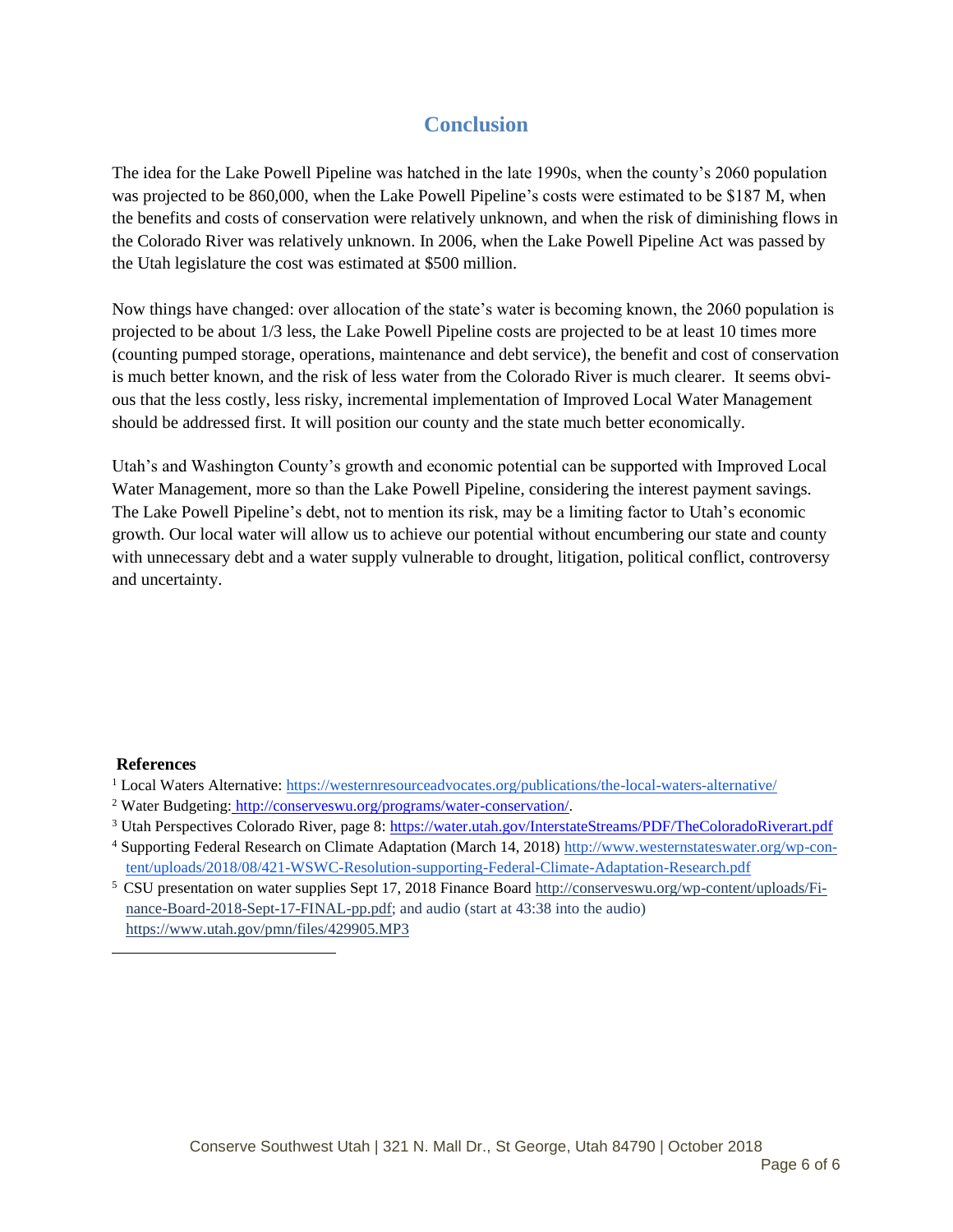## Conclusion

The idea for the Lake Powell Pipeline was hatched in the late 1990s, when the county's 2060 population was projected to be 860,000, when the Lake Powell Pipeline's costs were estimated to be $187 M, when the benefits and costs of conservation were relatively unknown, and when the risk of diminishing flows in the Colorado River was relatively unknown. In 2006, when the Lake Powell Pipeline Act was passed by the Utah legislature the cost was estimated at $500 million.

Now things have changed: over allocation of the state's water is becoming known, the 2060 population is projected to be about 1/3 less, the Lake Powell Pipeline costs are projected to be at least 10 times more (counting pumped storage, operations, maintenance and debt service), the benefit and cost of conservation is much better known, and the risk of less water from the Colorado River is much clearer. It seems obvious that the less costly, less risky, incremental implementation of Improved Local Water Management should be addressed first. It will position our county and the state much better economically.

Utah's and Washington County's growth and economic potential can be supported with Improved Local Water Management, more so than the Lake Powell Pipeline, considering the interest payment savings. The Lake Powell Pipeline's debt, not to mention its risk, may be a limiting factor to Utah's economic growth. Our local water will allow us to achieve our potential without encumbering our state and county with unnecessary debt and a water supply vulnerable to drought, litigation, political conflict, controversy and uncertainty.

**References**

[1] Local Waters Alternative: https://westernresourceadvocates.org/publications/the-local-waters-alternative/

[2] Water Budgeting: http://conserveswu.org/programs/water-conservation/.

[3] Utah Perspectives Colorado River, page 8: https://water.utah.gov/InterstateStreams/PDF/TheColoradoRiverart.pdf

[4] Supporting Federal Research on Climate Adaptation (March 14, 2018) http://www.westernstateswater.org/wp-content/uploads/2018/08/421-WSWC-Resolution-supporting-Federal-Climate-Adaptation-Research.pdf

[5] CSU presentation on water supplies Sept 17, 2018 Finance Board http://conserveswu.org/wp-content/uploads/Finance-Board-2018-Sept-17-FINAL-pp.pdf; and audio (start at 43:38 into the audio) https://www.utah.gov/pmn/files/429905.MP3

Conserve Southwest Utah | 321 N. Mall Dr., St George, Utah 84790 | October 2018